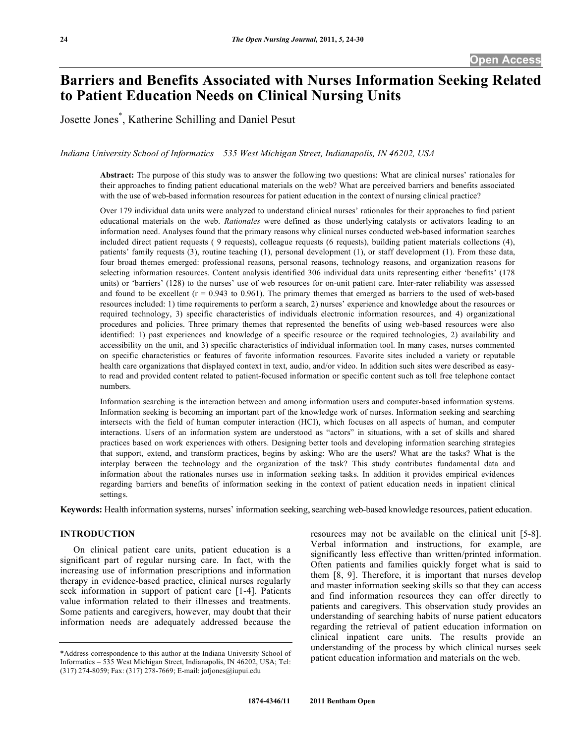Open Access

# Barriers and Benefits Associated with Nurses Information Seeking Related to Patient Education Needs on Clinical Nursing Units

Josette Jones*, Katherine Schilling and Daniel Pesut

*Indiana University School of Informatics – 535 West Michigan Street, Indianapolis, IN 46202, USA*

**Abstract:** The purpose of this study was to answer the following two questions: What are clinical nurses' rationales for their approaches to finding patient educational materials on the web? What are perceived barriers and benefits associated with the use of web-based information resources for patient education in the context of nursing clinical practice?

Over 179 individual data units were analyzed to understand clinical nurses' rationales for their approaches to find patient educational materials on the web. *Rationales* were defined as those underlying catalysts or activators leading to an information need. Analyses found that the primary reasons why clinical nurses conducted web-based information searches included direct patient requests ( 9 requests), colleague requests (6 requests), building patient materials collections (4), patients' family requests (3), routine teaching (1), personal development (1), or staff development (1). From these data, four broad themes emerged: professional reasons, personal reasons, technology reasons, and organization reasons for selecting information resources. Content analysis identified 306 individual data units representing either 'benefits' (178 units) or 'barriers' (128) to the nurses' use of web resources for on-unit patient care. Inter-rater reliability was assessed and found to be excellent ($r = 0.943$ to $0.961$). The primary themes that emerged as barriers to the used of web-based resources included: 1) time requirements to perform a search, 2) nurses' experience and knowledge about the resources or required technology, 3) specific characteristics of individuals electronic information resources, and 4) organizational procedures and policies. Three primary themes that represented the benefits of using web-based resources were also identified: 1) past experiences and knowledge of a specific resource or the required technologies, 2) availability and accessibility on the unit, and 3) specific characteristics of individual information tool. In many cases, nurses commented on specific characteristics or features of favorite information resources. Favorite sites included a variety or reputable health care organizations that displayed context in text, audio, and/or video. In addition such sites were described as easy-to read and provided content related to patient-focused information or specific content such as toll free telephone contact numbers.

Information searching is the interaction between and among information users and computer-based information systems. Information seeking is becoming an important part of the knowledge work of nurses. Information seeking and searching intersects with the field of human computer interaction (HCI), which focuses on all aspects of human, and computer interactions. Users of an information system are understood as "actors" in situations, with a set of skills and shared practices based on work experiences with others. Designing better tools and developing information searching strategies that support, extend, and transform practices, begins by asking: Who are the users? What are the tasks? What is the interplay between the technology and the organization of the task? This study contributes fundamental data and information about the rationales nurses use in information seeking tasks. In addition it provides empirical evidences regarding barriers and benefits of information seeking in the context of patient education needs in inpatient clinical settings.

**Keywords:** Health information systems, nurses' information seeking, searching web-based knowledge resources, patient education.

## INTRODUCTION

On clinical patient care units, patient education is a significant part of regular nursing care. In fact, with the increasing use of information prescriptions and information therapy in evidence-based practice, clinical nurses regularly seek information in support of patient care [1-4]. Patients value information related to their illnesses and treatments. Some patients and caregivers, however, may doubt that their information needs are adequately addressed because the resources may not be available on the clinical unit [5-8]. Verbal information and instructions, for example, are significantly less effective than written/printed information. Often patients and families quickly forget what is said to them [8, 9]. Therefore, it is important that nurses develop and master information seeking skills so that they can access and find information resources they can offer directly to patients and caregivers. This observation study provides an understanding of searching habits of nurse patient educators regarding the retrieval of patient education information on clinical inpatient care units. The results provide an understanding of the process by which clinical nurses seek patient education information and materials on the web.

*Address correspondence to this author at the Indiana University School of Informatics – 535 West Michigan Street, Indianapolis, IN 46202, USA; Tel: (317) 274-8059; Fax: (317) 278-7669; E-mail: jofjones@iupui.edu

1874-4346/11 2011 Bentham Open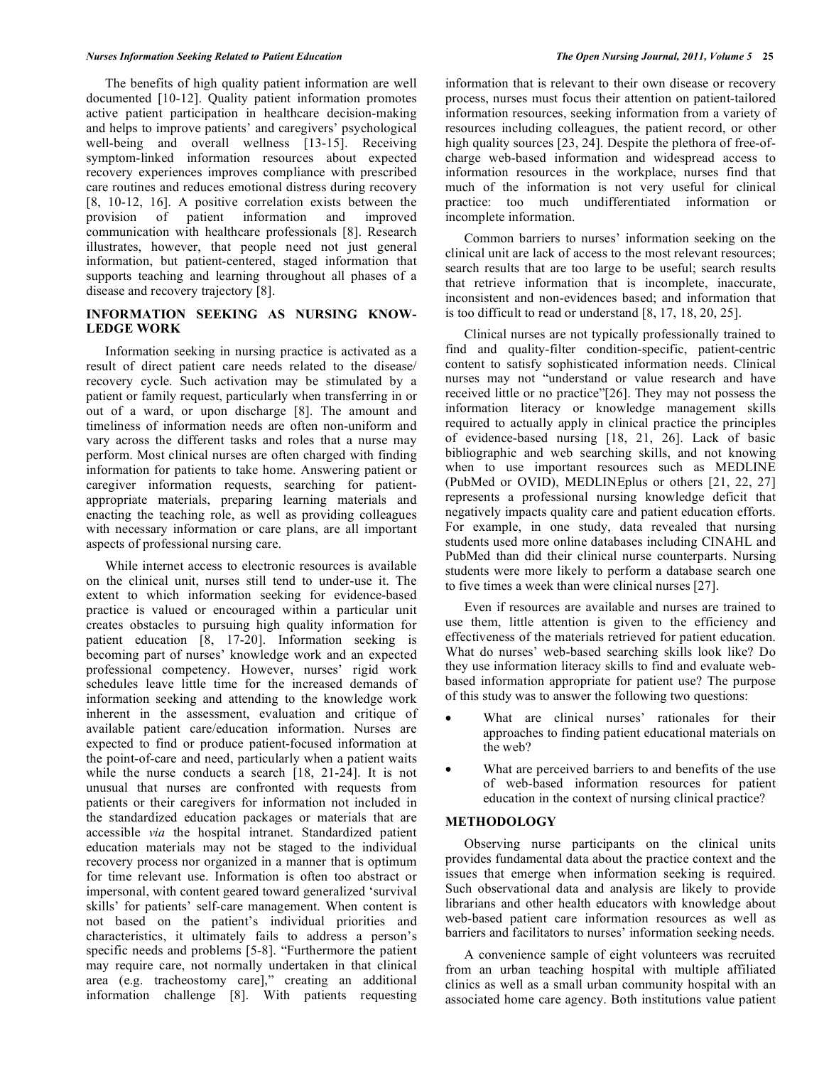The benefits of high quality patient information are well documented [10-12]. Quality patient information promotes active patient participation in healthcare decision-making and helps to improve patients' and caregivers' psychological well-being and overall wellness [13-15]. Receiving symptom-linked information resources about expected recovery experiences improves compliance with prescribed care routines and reduces emotional distress during recovery [8, 10-12, 16]. A positive correlation exists between the provision of patient information and improved communication with healthcare professionals [8]. Research illustrates, however, that people need not just general information, but patient-centered, staged information that supports teaching and learning throughout all phases of a disease and recovery trajectory [8].

## INFORMATION SEEKING AS NURSING KNOWLEDGE WORK

Information seeking in nursing practice is activated as a result of direct patient care needs related to the disease/recovery cycle. Such activation may be stimulated by a patient or family request, particularly when transferring in or out of a ward, or upon discharge [8]. The amount and timeliness of information needs are often non-uniform and vary across the different tasks and roles that a nurse may perform. Most clinical nurses are often charged with finding information for patients to take home. Answering patient or caregiver information requests, searching for patient-appropriate materials, preparing learning materials and enacting the teaching role, as well as providing colleagues with necessary information or care plans, are all important aspects of professional nursing care.

While internet access to electronic resources is available on the clinical unit, nurses still tend to under-use it. The extent to which information seeking for evidence-based practice is valued or encouraged within a particular unit creates obstacles to pursuing high quality information for patient education [8, 17-20]. Information seeking is becoming part of nurses' knowledge work and an expected professional competency. However, nurses' rigid work schedules leave little time for the increased demands of information seeking and attending to the knowledge work inherent in the assessment, evaluation and critique of available patient care/education information. Nurses are expected to find or produce patient-focused information at the point-of-care and need, particularly when a patient waits while the nurse conducts a search [18, 21-24]. It is not unusual that nurses are confronted with requests from patients or their caregivers for information not included in the standardized education packages or materials that are accessible *via* the hospital intranet. Standardized patient education materials may not be staged to the individual recovery process nor organized in a manner that is optimum for time relevant use. Information is often too abstract or impersonal, with content geared toward generalized 'survival skills' for patients' self-care management. When content is not based on the patient's individual priorities and characteristics, it ultimately fails to address a person's specific needs and problems [5-8]. "Furthermore the patient may require care, not normally undertaken in that clinical area (e.g. tracheostomy care]," creating an additional information challenge [8]. With patients requesting information that is relevant to their own disease or recovery process, nurses must focus their attention on patient-tailored information resources, seeking information from a variety of resources including colleagues, the patient record, or other high quality sources [23, 24]. Despite the plethora of free-of-charge web-based information and widespread access to information resources in the workplace, nurses find that much of the information is not very useful for clinical practice: too much undifferentiated information or incomplete information.

Common barriers to nurses' information seeking on the clinical unit are lack of access to the most relevant resources; search results that are too large to be useful; search results that retrieve information that is incomplete, inaccurate, inconsistent and non-evidences based; and information that is too difficult to read or understand [8, 17, 18, 20, 25].

Clinical nurses are not typically professionally trained to find and quality-filter condition-specific, patient-centric content to satisfy sophisticated information needs. Clinical nurses may not "understand or value research and have received little or no practice"[26]. They may not possess the information literacy or knowledge management skills required to actually apply in clinical practice the principles of evidence-based nursing [18, 21, 26]. Lack of basic bibliographic and web searching skills, and not knowing when to use important resources such as MEDLINE (PubMed or OVID), MEDLINEplus or others [21, 22, 27] represents a professional nursing knowledge deficit that negatively impacts quality care and patient education efforts. For example, in one study, data revealed that nursing students used more online databases including CINAHL and PubMed than did their clinical nurse counterparts. Nursing students were more likely to perform a database search one to five times a week than were clinical nurses [27].

Even if resources are available and nurses are trained to use them, little attention is given to the efficiency and effectiveness of the materials retrieved for patient education. What do nurses' web-based searching skills look like? Do they use information literacy skills to find and evaluate web-based information appropriate for patient use? The purpose of this study was to answer the following two questions:

- What are clinical nurses' rationales for their approaches to finding patient educational materials on the web?
- What are perceived barriers to and benefits of the use of web-based information resources for patient education in the context of nursing clinical practice?

## METHODOLOGY

Observing nurse participants on the clinical units provides fundamental data about the practice context and the issues that emerge when information seeking is required. Such observational data and analysis are likely to provide librarians and other health educators with knowledge about web-based patient care information resources as well as barriers and facilitators to nurses' information seeking needs.

A convenience sample of eight volunteers was recruited from an urban teaching hospital with multiple affiliated clinics as well as a small urban community hospital with an associated home care agency. Both institutions value patient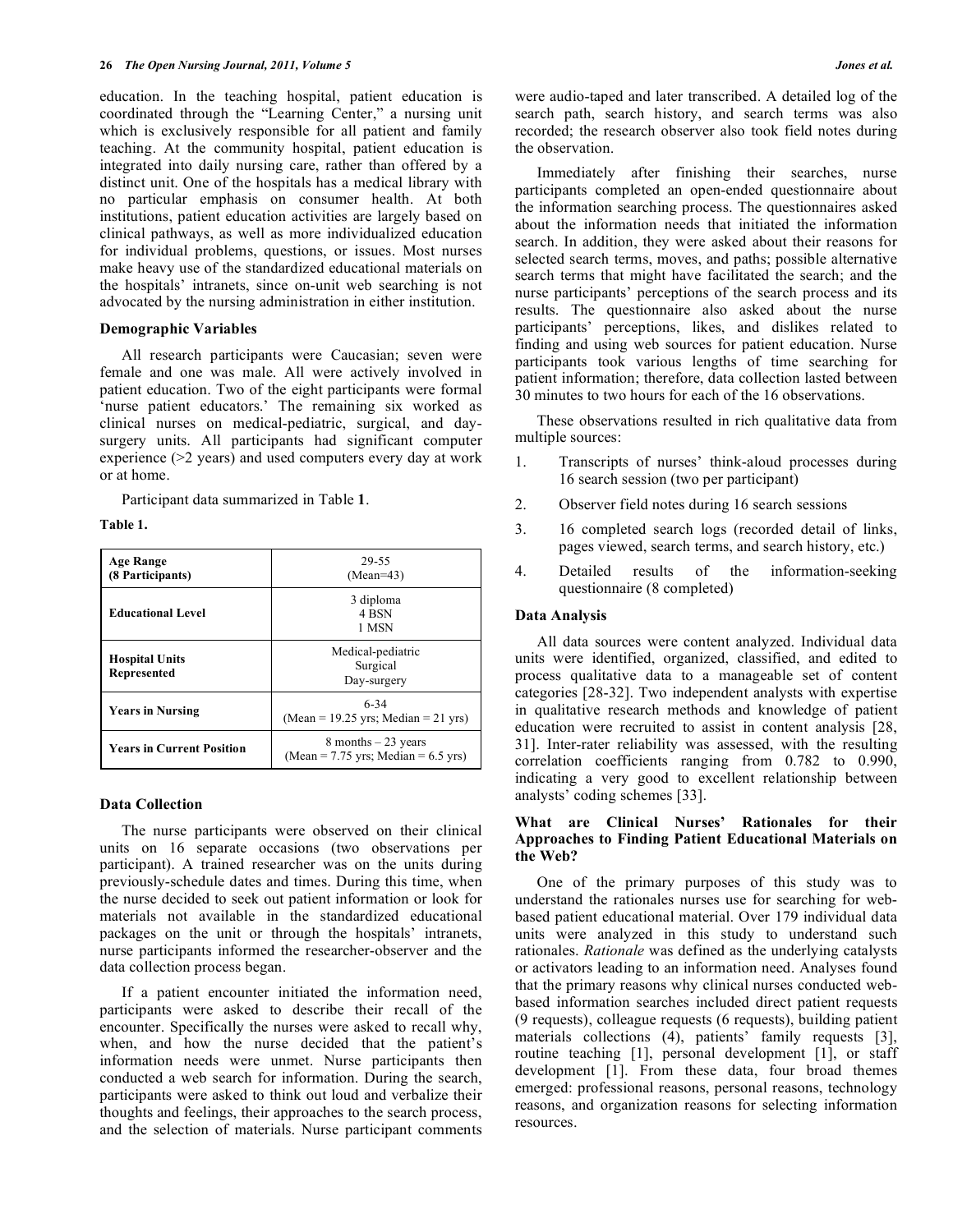education. In the teaching hospital, patient education is coordinated through the "Learning Center," a nursing unit which is exclusively responsible for all patient and family teaching. At the community hospital, patient education is integrated into daily nursing care, rather than offered by a distinct unit. One of the hospitals has a medical library with no particular emphasis on consumer health. At both institutions, patient education activities are largely based on clinical pathways, as well as more individualized education for individual problems, questions, or issues. Most nurses make heavy use of the standardized educational materials on the hospitals' intranets, since on-unit web searching is not advocated by the nursing administration in either institution.

### Demographic Variables

All research participants were Caucasian; seven were female and one was male. All were actively involved in patient education. Two of the eight participants were formal 'nurse patient educators.' The remaining six worked as clinical nurses on medical-pediatric, surgical, and day-surgery units. All participants had significant computer experience (>2 years) and used computers every day at work or at home.

Participant data summarized in Table **1**.

**Table 1.**

| | |
|---|---|
| **Age Range (8 Participants)** | 29-55 (Mean=43) |
| **Educational Level** | 3 diploma<br>4 BSN<br>1 MSN |
| **Hospital Units Represented** | Medical-pediatric<br>Surgical<br>Day-surgery |
| **Years in Nursing** | 6-34<br>(Mean = 19.25 yrs; Median = 21 yrs) |
| **Years in Current Position** | 8 months – 23 years<br>(Mean = 7.75 yrs; Median = 6.5 yrs) |

### Data Collection

The nurse participants were observed on their clinical units on 16 separate occasions (two observations per participant). A trained researcher was on the units during previously-schedule dates and times. During this time, when the nurse decided to seek out patient information or look for materials not available in the standardized educational packages on the unit or through the hospitals' intranets, nurse participants informed the researcher-observer and the data collection process began.

If a patient encounter initiated the information need, participants were asked to describe their recall of the encounter. Specifically the nurses were asked to recall why, when, and how the nurse decided that the patient's information needs were unmet. Nurse participants then conducted a web search for information. During the search, participants were asked to think out loud and verbalize their thoughts and feelings, their approaches to the search process, and the selection of materials. Nurse participant comments were audio-taped and later transcribed. A detailed log of the search path, search history, and search terms was also recorded; the research observer also took field notes during the observation.

Immediately after finishing their searches, nurse participants completed an open-ended questionnaire about the information searching process. The questionnaires asked about the information needs that initiated the information search. In addition, they were asked about their reasons for selected search terms, moves, and paths; possible alternative search terms that might have facilitated the search; and the nurse participants' perceptions of the search process and its results. The questionnaire also asked about the nurse participants' perceptions, likes, and dislikes related to finding and using web sources for patient education. Nurse participants took various lengths of time searching for patient information; therefore, data collection lasted between 30 minutes to two hours for each of the 16 observations.

These observations resulted in rich qualitative data from multiple sources:

1. Transcripts of nurses' think-aloud processes during 16 search session (two per participant)
2. Observer field notes during 16 search sessions
3. 16 completed search logs (recorded detail of links, pages viewed, search terms, and search history, etc.)
4. Detailed results of the information-seeking questionnaire (8 completed)

### Data Analysis

All data sources were content analyzed. Individual data units were identified, organized, classified, and edited to process qualitative data to a manageable set of content categories [28-32]. Two independent analysts with expertise in qualitative research methods and knowledge of patient education were recruited to assist in content analysis [28, 31]. Inter-rater reliability was assessed, with the resulting correlation coefficients ranging from 0.782 to 0.990, indicating a very good to excellent relationship between analysts' coding schemes [33].

### What are Clinical Nurses' Rationales for their Approaches to Finding Patient Educational Materials on the Web?

One of the primary purposes of this study was to understand the rationales nurses use for searching for web-based patient educational material. Over 179 individual data units were analyzed in this study to understand such rationales. *Rationale* was defined as the underlying catalysts or activators leading to an information need. Analyses found that the primary reasons why clinical nurses conducted web-based information searches included direct patient requests (9 requests), colleague requests (6 requests), building patient materials collections (4), patients' family requests [3], routine teaching [1], personal development [1], or staff development [1]. From these data, four broad themes emerged: professional reasons, personal reasons, technology reasons, and organization reasons for selecting information resources.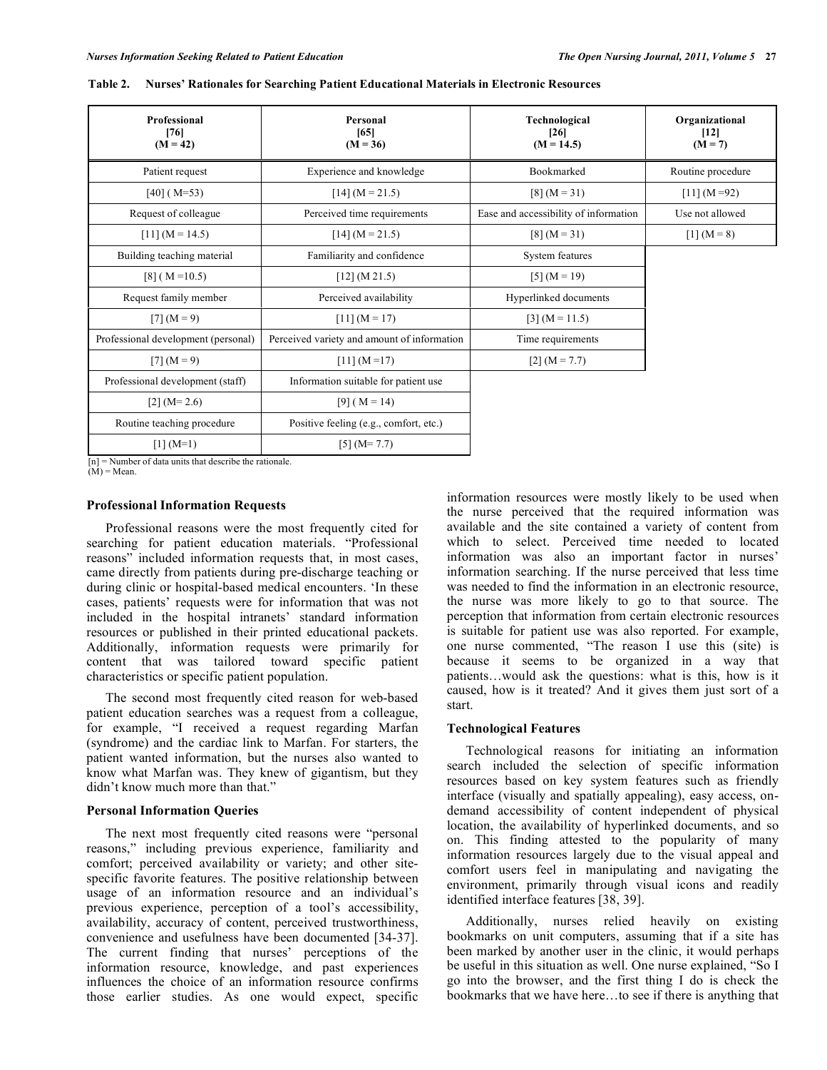**Table 2. Nurses' Rationales for Searching Patient Educational Materials in Electronic Resources**

| Professional [76] (M = 42) | Personal [65] (M = 36) | Technological [26] (M = 14.5) | Organizational [12] (M = 7) |
|---|---|---|---|
| Patient request | Experience and knowledge | Bookmarked | Routine procedure |
| [40] ( M=53) | [14] (M = 21.5) | [8] (M = 31) | [11] (M =92) |
| Request of colleague | Perceived time requirements | Ease and accessibility of information | Use not allowed |
| [11] (M = 14.5) | [14] (M = 21.5) | [8] (M = 31) | [1] (M = 8) |
| Building teaching material | Familiarity and confidence | System features | |
| [8] ( M =10.5) | [12] (M 21.5) | [5] (M = 19) | |
| Request family member | Perceived availability | Hyperlinked documents | |
| [7] (M = 9) | [11] (M = 17) | [3] (M = 11.5) | |
| Professional development (personal) | Perceived variety and amount of information | Time requirements | |
| [7] (M = 9) | [11] (M =17) | [2] (M = 7.7) | |
| Professional development (staff) | Information suitable for patient use | | |
| [2] (M= 2.6) | [9] ( M = 14) | | |
| Routine teaching procedure | Positive feeling (e.g., comfort, etc.) | | |
| [1] (M=1) | [5] (M= 7.7) | | |

[n] = Number of data units that describe the rationale.
(M) = Mean.

**Professional Information Requests**

Professional reasons were the most frequently cited for searching for patient education materials. "Professional reasons" included information requests that, in most cases, came directly from patients during pre-discharge teaching or during clinic or hospital-based medical encounters. 'In these cases, patients' requests were for information that was not included in the hospital intranets' standard information resources or published in their printed educational packets. Additionally, information requests were primarily for content that was tailored toward specific patient characteristics or specific patient population.

The second most frequently cited reason for web-based patient education searches was a request from a colleague, for example, "I received a request regarding Marfan (syndrome) and the cardiac link to Marfan. For starters, the patient wanted information, but the nurses also wanted to know what Marfan was. They knew of gigantism, but they didn't know much more than that."

**Personal Information Queries**

The next most frequently cited reasons were "personal reasons," including previous experience, familiarity and comfort; perceived availability or variety; and other site-specific favorite features. The positive relationship between usage of an information resource and an individual's previous experience, perception of a tool's accessibility, availability, accuracy of content, perceived trustworthiness, convenience and usefulness have been documented [34-37]. The current finding that nurses' perceptions of the information resource, knowledge, and past experiences influences the choice of an information resource confirms those earlier studies. As one would expect, specific information resources were mostly likely to be used when the nurse perceived that the required information was available and the site contained a variety of content from which to select. Perceived time needed to located information was also an important factor in nurses' information searching. If the nurse perceived that less time was needed to find the information in an electronic resource, the nurse was more likely to go to that source. The perception that information from certain electronic resources is suitable for patient use was also reported. For example, one nurse commented, "The reason I use this (site) is because it seems to be organized in a way that patients…would ask the questions: what is this, how is it caused, how is it treated? And it gives them just sort of a start.

**Technological Features**

Technological reasons for initiating an information search included the selection of specific information resources based on key system features such as friendly interface (visually and spatially appealing), easy access, on-demand accessibility of content independent of physical location, the availability of hyperlinked documents, and so on. This finding attested to the popularity of many information resources largely due to the visual appeal and comfort users feel in manipulating and navigating the environment, primarily through visual icons and readily identified interface features [38, 39].

Additionally, nurses relied heavily on existing bookmarks on unit computers, assuming that if a site has been marked by another user in the clinic, it would perhaps be useful in this situation as well. One nurse explained, "So I go into the browser, and the first thing I do is check the bookmarks that we have here…to see if there is anything that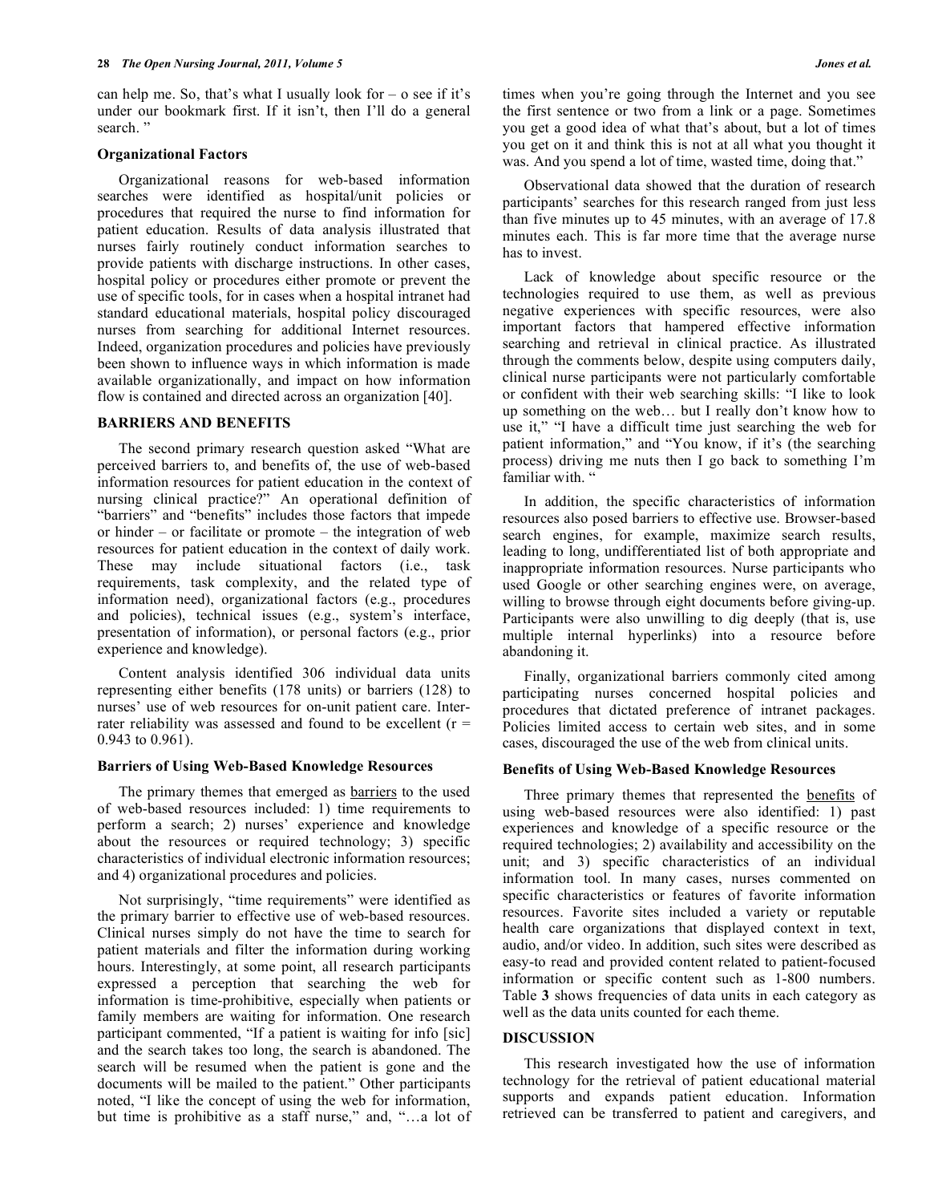can help me. So, that's what I usually look for – o see if it's under our bookmark first. If it isn't, then I'll do a general search. "

### Organizational Factors

Organizational reasons for web-based information searches were identified as hospital/unit policies or procedures that required the nurse to find information for patient education. Results of data analysis illustrated that nurses fairly routinely conduct information searches to provide patients with discharge instructions. In other cases, hospital policy or procedures either promote or prevent the use of specific tools, for in cases when a hospital intranet had standard educational materials, hospital policy discouraged nurses from searching for additional Internet resources. Indeed, organization procedures and policies have previously been shown to influence ways in which information is made available organizationally, and impact on how information flow is contained and directed across an organization [40].

## BARRIERS AND BENEFITS

The second primary research question asked "What are perceived barriers to, and benefits of, the use of web-based information resources for patient education in the context of nursing clinical practice?" An operational definition of "barriers" and "benefits" includes those factors that impede or hinder – or facilitate or promote – the integration of web resources for patient education in the context of daily work. These may include situational factors (i.e., task requirements, task complexity, and the related type of information need), organizational factors (e.g., procedures and policies), technical issues (e.g., system's interface, presentation of information), or personal factors (e.g., prior experience and knowledge).

Content analysis identified 306 individual data units representing either benefits (178 units) or barriers (128) to nurses' use of web resources for on-unit patient care. Inter-rater reliability was assessed and found to be excellent ($r = 0.943$ to $0.961$).

### Barriers of Using Web-Based Knowledge Resources

The primary themes that emerged as barriers to the used of web-based resources included: 1) time requirements to perform a search; 2) nurses' experience and knowledge about the resources or required technology; 3) specific characteristics of individual electronic information resources; and 4) organizational procedures and policies.

Not surprisingly, "time requirements" were identified as the primary barrier to effective use of web-based resources. Clinical nurses simply do not have the time to search for patient materials and filter the information during working hours. Interestingly, at some point, all research participants expressed a perception that searching the web for information is time-prohibitive, especially when patients or family members are waiting for information. One research participant commented, "If a patient is waiting for info [sic] and the search takes too long, the search is abandoned. The search will be resumed when the patient is gone and the documents will be mailed to the patient." Other participants noted, "I like the concept of using the web for information, but time is prohibitive as a staff nurse," and, "…a lot of times when you're going through the Internet and you see the first sentence or two from a link or a page. Sometimes you get a good idea of what that's about, but a lot of times you get on it and think this is not at all what you thought it was. And you spend a lot of time, wasted time, doing that."

Observational data showed that the duration of research participants' searches for this research ranged from just less than five minutes up to 45 minutes, with an average of 17.8 minutes each. This is far more time that the average nurse has to invest.

Lack of knowledge about specific resource or the technologies required to use them, as well as previous negative experiences with specific resources, were also important factors that hampered effective information searching and retrieval in clinical practice. As illustrated through the comments below, despite using computers daily, clinical nurse participants were not particularly comfortable or confident with their web searching skills: "I like to look up something on the web… but I really don't know how to use it," "I have a difficult time just searching the web for patient information," and "You know, if it's (the searching process) driving me nuts then I go back to something I'm familiar with. "

In addition, the specific characteristics of information resources also posed barriers to effective use. Browser-based search engines, for example, maximize search results, leading to long, undifferentiated list of both appropriate and inappropriate information resources. Nurse participants who used Google or other searching engines were, on average, willing to browse through eight documents before giving-up. Participants were also unwilling to dig deeply (that is, use multiple internal hyperlinks) into a resource before abandoning it.

Finally, organizational barriers commonly cited among participating nurses concerned hospital policies and procedures that dictated preference of intranet packages. Policies limited access to certain web sites, and in some cases, discouraged the use of the web from clinical units.

### Benefits of Using Web-Based Knowledge Resources

Three primary themes that represented the benefits of using web-based resources were also identified: 1) past experiences and knowledge of a specific resource or the required technologies; 2) availability and accessibility on the unit; and 3) specific characteristics of an individual information tool. In many cases, nurses commented on specific characteristics or features of favorite information resources. Favorite sites included a variety or reputable health care organizations that displayed context in text, audio, and/or video. In addition, such sites were described as easy-to read and provided content related to patient-focused information or specific content such as 1-800 numbers. Table **3** shows frequencies of data units in each category as well as the data units counted for each theme.

## DISCUSSION

This research investigated how the use of information technology for the retrieval of patient educational material supports and expands patient education. Information retrieved can be transferred to patient and caregivers, and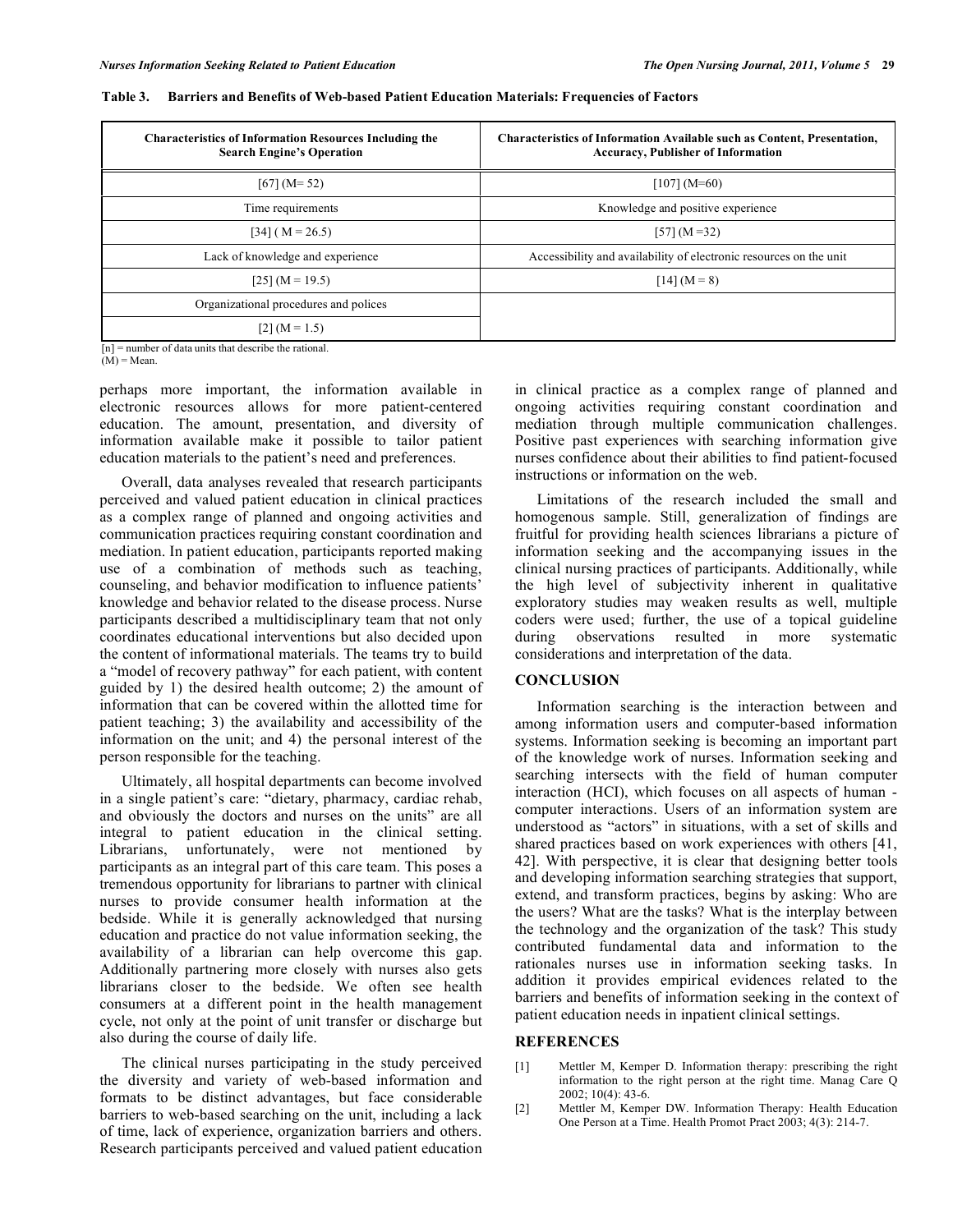**Table 3. Barriers and Benefits of Web-based Patient Education Materials: Frequencies of Factors**

| Characteristics of Information Resources Including the Search Engine's Operation | Characteristics of Information Available such as Content, Presentation, Accuracy, Publisher of Information |
|---|---|
| [67] (M= 52) | [107] (M=60) |
| Time requirements | Knowledge and positive experience |
| [34] ( M = 26.5) | [57] (M =32) |
| Lack of knowledge and experience | Accessibility and availability of electronic resources on the unit |
| [25] (M = 19.5) | [14] (M = 8) |
| Organizational procedures and polices | |
| [2] (M = 1.5) | |

[n] = number of data units that describe the rational.
(M) = Mean.

perhaps more important, the information available in electronic resources allows for more patient-centered education. The amount, presentation, and diversity of information available make it possible to tailor patient education materials to the patient's need and preferences.

Overall, data analyses revealed that research participants perceived and valued patient education in clinical practices as a complex range of planned and ongoing activities and communication practices requiring constant coordination and mediation. In patient education, participants reported making use of a combination of methods such as teaching, counseling, and behavior modification to influence patients' knowledge and behavior related to the disease process. Nurse participants described a multidisciplinary team that not only coordinates educational interventions but also decided upon the content of informational materials. The teams try to build a "model of recovery pathway" for each patient, with content guided by 1) the desired health outcome; 2) the amount of information that can be covered within the allotted time for patient teaching; 3) the availability and accessibility of the information on the unit; and 4) the personal interest of the person responsible for the teaching.

Ultimately, all hospital departments can become involved in a single patient's care: "dietary, pharmacy, cardiac rehab, and obviously the doctors and nurses on the units" are all integral to patient education in the clinical setting. Librarians, unfortunately, were not mentioned by participants as an integral part of this care team. This poses a tremendous opportunity for librarians to partner with clinical nurses to provide consumer health information at the bedside. While it is generally acknowledged that nursing education and practice do not value information seeking, the availability of a librarian can help overcome this gap. Additionally partnering more closely with nurses also gets librarians closer to the bedside. We often see health consumers at a different point in the health management cycle, not only at the point of unit transfer or discharge but also during the course of daily life.

The clinical nurses participating in the study perceived the diversity and variety of web-based information and formats to be distinct advantages, but face considerable barriers to web-based searching on the unit, including a lack of time, lack of experience, organization barriers and others. Research participants perceived and valued patient education in clinical practice as a complex range of planned and ongoing activities requiring constant coordination and mediation through multiple communication challenges. Positive past experiences with searching information give nurses confidence about their abilities to find patient-focused instructions or information on the web.

Limitations of the research included the small and homogenous sample. Still, generalization of findings are fruitful for providing health sciences librarians a picture of information seeking and the accompanying issues in the clinical nursing practices of participants. Additionally, while the high level of subjectivity inherent in qualitative exploratory studies may weaken results as well, multiple coders were used; further, the use of a topical guideline during observations resulted in more systematic considerations and interpretation of the data.

## CONCLUSION

Information searching is the interaction between and among information users and computer-based information systems. Information seeking is becoming an important part of the knowledge work of nurses. Information seeking and searching intersects with the field of human computer interaction (HCI), which focuses on all aspects of human - computer interactions. Users of an information system are understood as "actors" in situations, with a set of skills and shared practices based on work experiences with others [41, 42]. With perspective, it is clear that designing better tools and developing information searching strategies that support, extend, and transform practices, begins by asking: Who are the users? What are the tasks? What is the interplay between the technology and the organization of the task? This study contributed fundamental data and information to the rationales nurses use in information seeking tasks. In addition it provides empirical evidences related to the barriers and benefits of information seeking in the context of patient education needs in inpatient clinical settings.

## REFERENCES

[1] Mettler M, Kemper D. Information therapy: prescribing the right information to the right person at the right time. Manag Care Q 2002; 10(4): 43-6.

[2] Mettler M, Kemper DW. Information Therapy: Health Education One Person at a Time. Health Promot Pract 2003; 4(3): 214-7.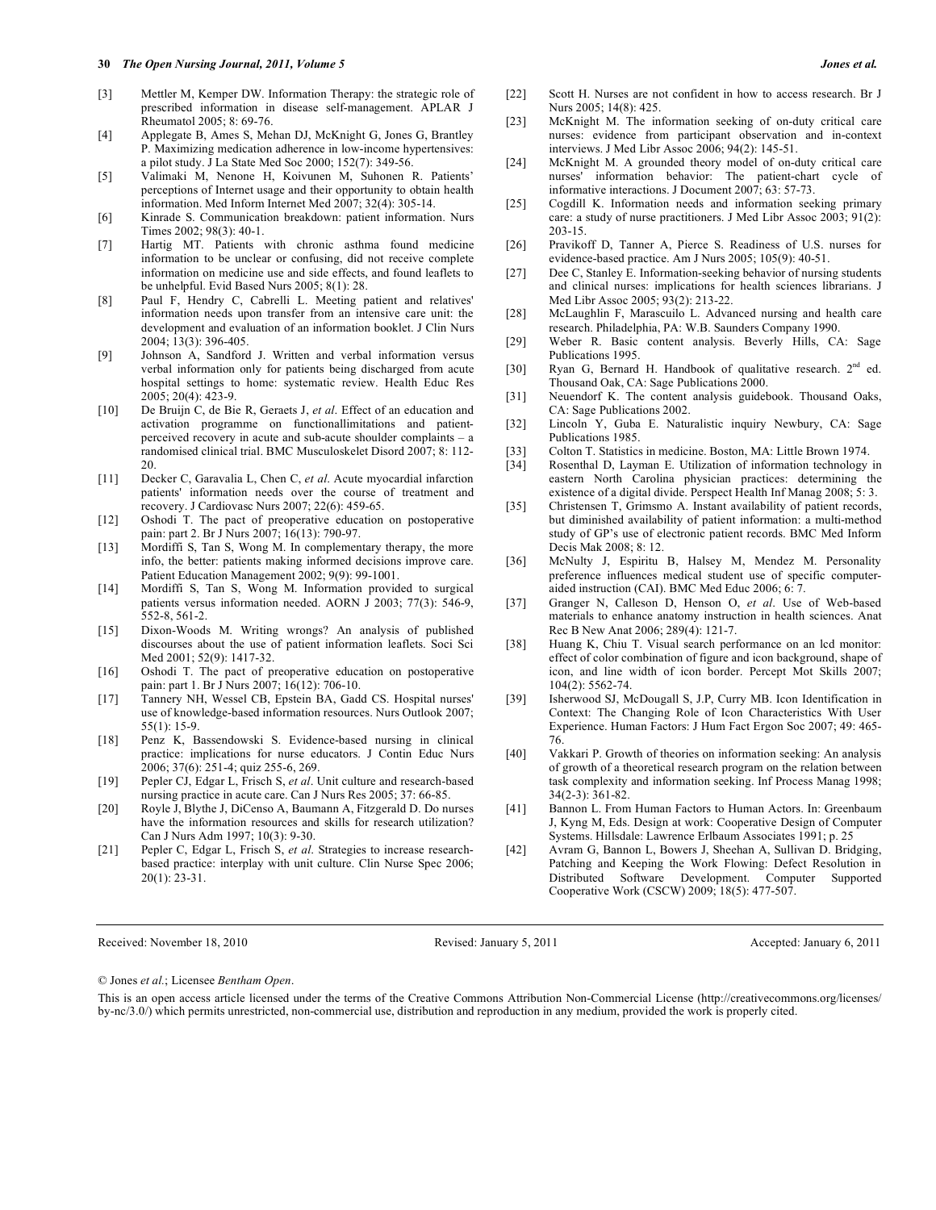[3] Mettler M, Kemper DW. Information Therapy: the strategic role of prescribed information in disease self-management. APLAR J Rheumatol 2005; 8: 69-76.

[4] Applegate B, Ames S, Mehan DJ, McKnight G, Jones G, Brantley P. Maximizing medication adherence in low-income hypertensives: a pilot study. J La State Med Soc 2000; 152(7): 349-56.

[5] Valimaki M, Nenone H, Koivunen M, Suhonen R. Patients' perceptions of Internet usage and their opportunity to obtain health information. Med Inform Internet Med 2007; 32(4): 305-14.

[6] Kinrade S. Communication breakdown: patient information. Nurs Times 2002; 98(3): 40-1.

[7] Hartig MT. Patients with chronic asthma found medicine information to be unclear or confusing, did not receive complete information on medicine use and side effects, and found leaflets to be unhelpful. Evid Based Nurs 2005; 8(1): 28.

[8] Paul F, Hendry C, Cabrelli L. Meeting patient and relatives' information needs upon transfer from an intensive care unit: the development and evaluation of an information booklet. J Clin Nurs 2004; 13(3): 396-405.

[9] Johnson A, Sandford J. Written and verbal information versus verbal information only for patients being discharged from acute hospital settings to home: systematic review. Health Educ Res 2005; 20(4): 423-9.

[10] De Bruijn C, de Bie R, Geraets J, *et al*. Effect of an education and activation programme on functionallimitations and patient-perceived recovery in acute and sub-acute shoulder complaints – a randomised clinical trial. BMC Musculoskelet Disord 2007; 8: 112-20.

[11] Decker C, Garavalia L, Chen C, *et al*. Acute myocardial infarction patients' information needs over the course of treatment and recovery. J Cardiovasc Nurs 2007; 22(6): 459-65.

[12] Oshodi T. The pact of preoperative education on postoperative pain: part 2. Br J Nurs 2007; 16(13): 790-97.

[13] Mordiffi S, Tan S, Wong M. In complementary therapy, the more info, the better: patients making informed decisions improve care. Patient Education Management 2002; 9(9): 99-1001.

[14] Mordiffi S, Tan S, Wong M. Information provided to surgical patients versus information needed. AORN J 2003; 77(3): 546-9, 552-8, 561-2.

[15] Dixon-Woods M. Writing wrongs? An analysis of published discourses about the use of patient information leaflets. Soci Sci Med 2001; 52(9): 1417-32.

[16] Oshodi T. The pact of preoperative education on postoperative pain: part 1. Br J Nurs 2007; 16(12): 706-10.

[17] Tannery NH, Wessel CB, Epstein BA, Gadd CS. Hospital nurses' use of knowledge-based information resources. Nurs Outlook 2007; 55(1): 15-9.

[18] Penz K, Bassendowski S. Evidence-based nursing in clinical practice: implications for nurse educators. J Contin Educ Nurs 2006; 37(6): 251-4; quiz 255-6, 269.

[19] Pepler CJ, Edgar L, Frisch S, *et al*. Unit culture and research-based nursing practice in acute care. Can J Nurs Res 2005; 37: 66-85.

[20] Royle J, Blythe J, DiCenso A, Baumann A, Fitzgerald D. Do nurses have the information resources and skills for research utilization? Can J Nurs Adm 1997; 10(3): 9-30.

[21] Pepler C, Edgar L, Frisch S, *et al*. Strategies to increase research-based practice: interplay with unit culture. Clin Nurse Spec 2006; 20(1): 23-31.

[22] Scott H. Nurses are not confident in how to access research. Br J Nurs 2005; 14(8): 425.

[23] McKnight M. The information seeking of on-duty critical care nurses: evidence from participant observation and in-context interviews. J Med Libr Assoc 2006; 94(2): 145-51.

[24] McKnight M. A grounded theory model of on-duty critical care nurses' information behavior: The patient-chart cycle of informative interactions. J Document 2007; 63: 57-73.

[25] Cogdill K. Information needs and information seeking primary care: a study of nurse practitioners. J Med Libr Assoc 2003; 91(2): 203-15.

[26] Pravikoff D, Tanner A, Pierce S. Readiness of U.S. nurses for evidence-based practice. Am J Nurs 2005; 105(9): 40-51.

[27] Dee C, Stanley E. Information-seeking behavior of nursing students and clinical nurses: implications for health sciences librarians. J Med Libr Assoc 2005; 93(2): 213-22.

[28] McLaughlin F, Marascuilo L. Advanced nursing and health care research. Philadelphia, PA: W.B. Saunders Company 1990.

[29] Weber R. Basic content analysis. Beverly Hills, CA: Sage Publications 1995.

[30] Ryan G, Bernard H. Handbook of qualitative research. 2nd ed. Thousand Oak, CA: Sage Publications 2000.

[31] Neuendorf K. The content analysis guidebook. Thousand Oaks, CA: Sage Publications 2002.

[32] Lincoln Y, Guba E. Naturalistic inquiry Newbury, CA: Sage Publications 1985.

[33] Colton T. Statistics in medicine. Boston, MA: Little Brown 1974.

[34] Rosenthal D, Layman E. Utilization of information technology in eastern North Carolina physician practices: determining the existence of a digital divide. Perspect Health Inf Manag 2008; 5: 3.

[35] Christensen T, Grimsmo A. Instant availability of patient records, but diminished availability of patient information: a multi-method study of GP's use of electronic patient records. BMC Med Inform Decis Mak 2008; 8: 12.

[36] McNulty J, Espiritu B, Halsey M, Mendez M. Personality preference influences medical student use of specific computer-aided instruction (CAI). BMC Med Educ 2006; 6: 7.

[37] Granger N, Calleson D, Henson O, *et al*. Use of Web-based materials to enhance anatomy instruction in health sciences. Anat Rec B New Anat 2006; 289(4): 121-7.

[38] Huang K, Chiu T. Visual search performance on an lcd monitor: effect of color combination of figure and icon background, shape of icon, and line width of icon border. Percept Mot Skills 2007; 104(2): 5562-74.

[39] Isherwood SJ, McDougall S, J.P, Curry MB. Icon Identification in Context: The Changing Role of Icon Characteristics With User Experience. Human Factors: J Hum Fact Ergon Soc 2007; 49: 465-76.

[40] Vakkari P. Growth of theories on information seeking: An analysis of growth of a theoretical research program on the relation between task complexity and information seeking. Inf Process Manag 1998; 34(2-3): 361-82.

[41] Bannon L. From Human Factors to Human Actors. In: Greenbaum J, Kyng M, Eds. Design at work: Cooperative Design of Computer Systems. Hillsdale: Lawrence Erlbaum Associates 1991; p. 25

[42] Avram G, Bannon L, Bowers J, Sheehan A, Sullivan D. Bridging, Patching and Keeping the Work Flowing: Defect Resolution in Distributed Software Development. Computer Supported Cooperative Work (CSCW) 2009; 18(5): 477-507.

Received: November 18, 2010 Revised: January 5, 2011 Accepted: January 6, 2011

© Jones *et al*.; Licensee *Bentham Open*.

This is an open access article licensed under the terms of the Creative Commons Attribution Non-Commercial License (http://creativecommons.org/licenses/by-nc/3.0/) which permits unrestricted, non-commercial use, distribution and reproduction in any medium, provided the work is properly cited.